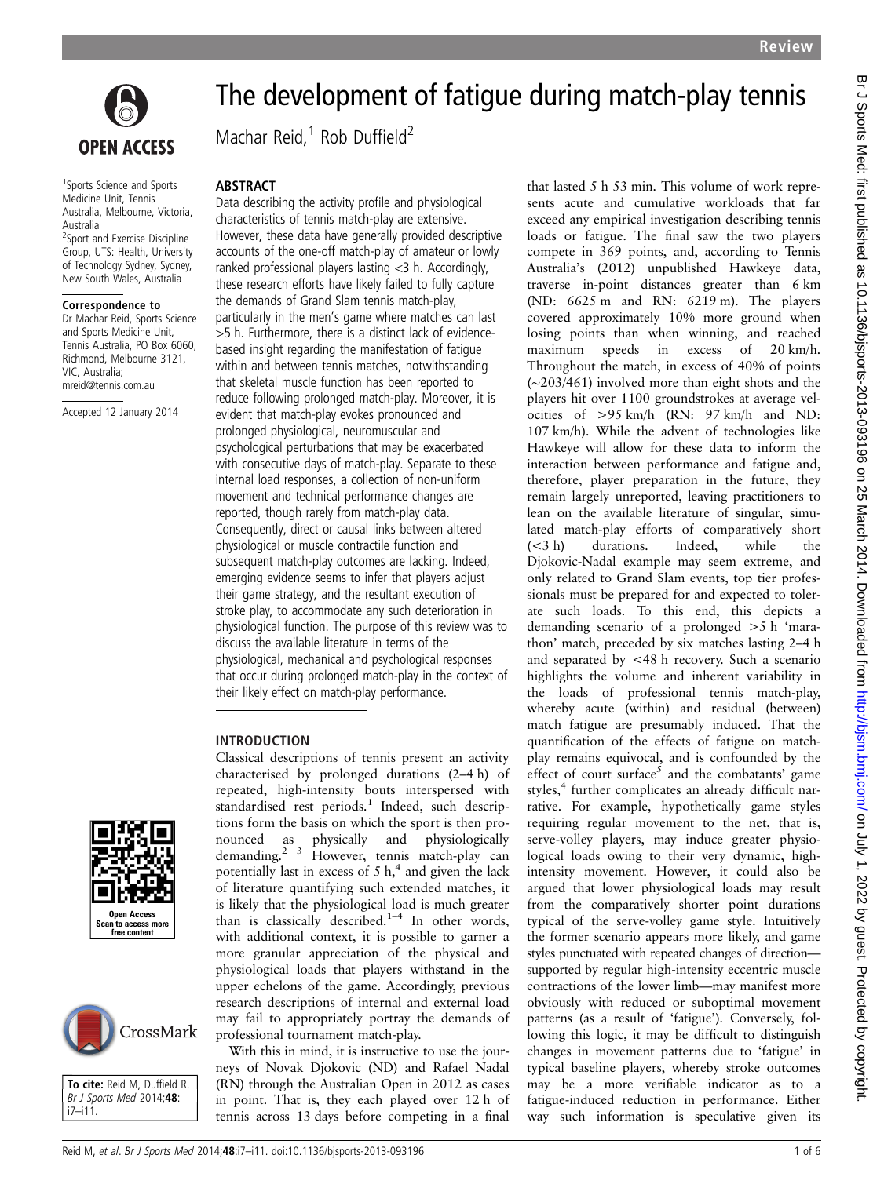# The development of fatigue during match-play tennis

Machar Reid,[1] Rob Duffield[2]

[1]Sports Science and Sports Medicine Unit, Tennis Australia, Melbourne, Victoria, Australia
[2]Sport and Exercise Discipline Group, UTS: Health, University of Technology Sydney, Sydney, New South Wales, Australia

**Correspondence to**
Dr Machar Reid, Sports Science and Sports Medicine Unit, Tennis Australia, PO Box 6060, Richmond, Melbourne 3121, VIC, Australia; mreid@tennis.com.au

Accepted 12 January 2014

**To cite:** Reid M, Duffield R. *Br J Sports Med* 2014;**48**: i7–i11.

## ABSTRACT

Data describing the activity profile and physiological characteristics of tennis match-play are extensive. However, these data have generally provided descriptive accounts of the one-off match-play of amateur or lowly ranked professional players lasting <3 h. Accordingly, these research efforts have likely failed to fully capture the demands of Grand Slam tennis match-play, particularly in the men's game where matches can last >5 h. Furthermore, there is a distinct lack of evidence-based insight regarding the manifestation of fatigue within and between tennis matches, notwithstanding that skeletal muscle function has been reported to reduce following prolonged match-play. Moreover, it is evident that match-play evokes pronounced and prolonged physiological, neuromuscular and psychological perturbations that may be exacerbated with consecutive days of match-play. Separate to these internal load responses, a collection of non-uniform movement and technical performance changes are reported, though rarely from match-play data. Consequently, direct or causal links between altered physiological or muscle contractile function and subsequent match-play outcomes are lacking. Indeed, emerging evidence seems to infer that players adjust their game strategy, and the resultant execution of stroke play, to accommodate any such deterioration in physiological function. The purpose of this review was to discuss the available literature in terms of the physiological, mechanical and psychological responses that occur during prolonged match-play in the context of their likely effect on match-play performance.

## INTRODUCTION

Classical descriptions of tennis present an activity characterised by prolonged durations (2–4 h) of repeated, high-intensity bouts interspersed with standardised rest periods.[1] Indeed, such descriptions form the basis on which the sport is then pronounced as physically and physiologically demanding.[2 3] However, tennis match-play can potentially last in excess of 5 h,[4] and given the lack of literature quantifying such extended matches, it is likely that the physiological load is much greater than is classically described.[1–4] In other words, with additional context, it is possible to garner a more granular appreciation of the physical and physiological loads that players withstand in the upper echelons of the game. Accordingly, previous research descriptions of internal and external load may fail to appropriately portray the demands of professional tournament match-play.

With this in mind, it is instructive to use the journeys of Novak Djokovic (ND) and Rafael Nadal (RN) through the Australian Open in 2012 as cases in point. That is, they each played over 12 h of tennis across 13 days before competing in a final that lasted 5 h 53 min. This volume of work represents acute and cumulative workloads that far exceed any empirical investigation describing tennis loads or fatigue. The final saw the two players compete in 369 points, and, according to Tennis Australia's (2012) unpublished Hawkeye data, traverse in-point distances greater than 6 km (ND: 6625 m and RN: 6219 m). The players covered approximately 10% more ground when losing points than when winning, and reached maximum speeds in excess of 20 km/h. Throughout the match, in excess of 40% of points (~203/461) involved more than eight shots and the players hit over 1100 groundstrokes at average velocities of >95 km/h (RN: 97 km/h and ND: 107 km/h). While the advent of technologies like Hawkeye will allow for these data to inform the interaction between performance and fatigue and, therefore, player preparation in the future, they remain largely unreported, leaving practitioners to lean on the available literature of singular, simulated match-play efforts of comparatively short (<3 h) durations. Indeed, while the Djokovic-Nadal example may seem extreme, and only related to Grand Slam events, top tier professionals must be prepared for and expected to tolerate such loads. To this end, this depicts a demanding scenario of a prolonged >5 h 'marathon' match, preceded by six matches lasting 2–4 h and separated by <48 h recovery. Such a scenario highlights the volume and inherent variability in the loads of professional tennis match-play, whereby acute (within) and residual (between) match fatigue are presumably induced. That the quantification of the effects of fatigue on match-play remains equivocal, and is confounded by the effect of court surface[5] and the combatants' game styles,[4] further complicates an already difficult narrative. For example, hypothetically game styles requiring regular movement to the net, that is, serve-volley players, may induce greater physiological loads owing to their very dynamic, high-intensity movement. However, it could also be argued that lower physiological loads may result from the comparatively shorter point durations typical of the serve-volley game style. Intuitively the former scenario appears more likely, and game styles punctuated with repeated changes of direction—supported by regular high-intensity eccentric muscle contractions of the lower limb—may manifest more obviously with reduced or suboptimal movement patterns (as a result of 'fatigue'). Conversely, following this logic, it may be difficult to distinguish changes in movement patterns due to 'fatigue' in typical baseline players, whereby stroke outcomes may be a more verifiable indicator as to a fatigue-induced reduction in performance. Either way such information is speculative given its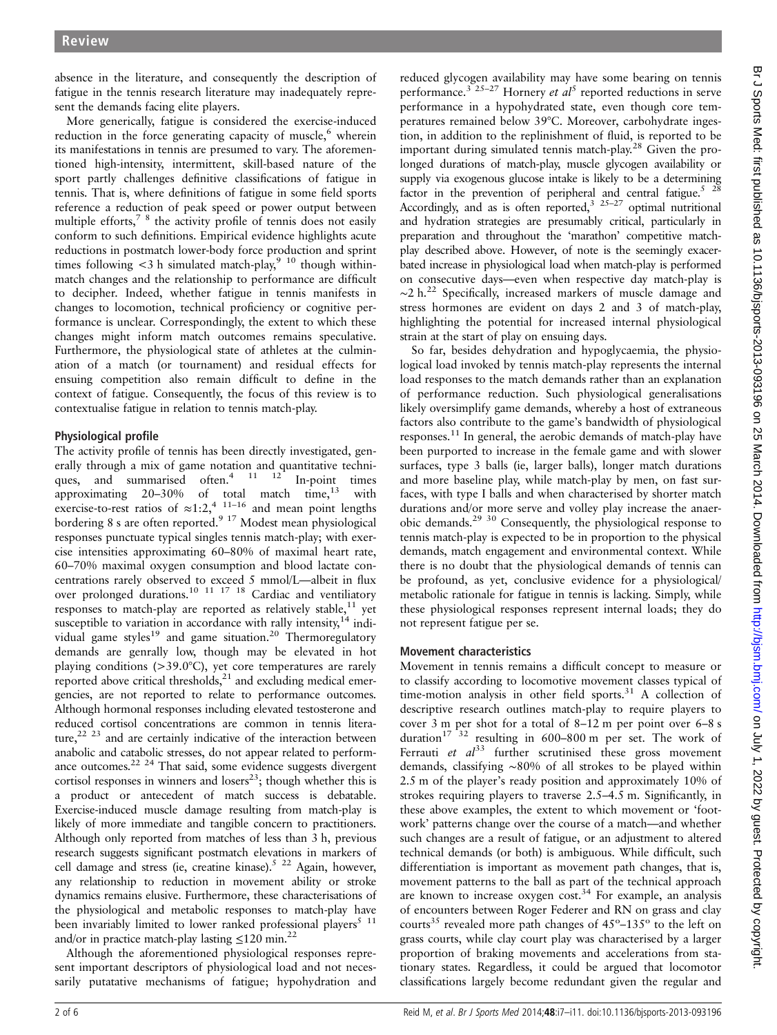absence in the literature, and consequently the description of fatigue in the tennis research literature may inadequately represent the demands facing elite players.

More generically, fatigue is considered the exercise-induced reduction in the force generating capacity of muscle,[6] wherein its manifestations in tennis are presumed to vary. The aforementioned high-intensity, intermittent, skill-based nature of the sport partly challenges definitive classifications of fatigue in tennis. That is, where definitions of fatigue in some field sports reference a reduction of peak speed or power output between multiple efforts,[7 8] the activity profile of tennis does not easily conform to such definitions. Empirical evidence highlights acute reductions in postmatch lower-body force production and sprint times following <3 h simulated match-play,[9 10] though within-match changes and the relationship to performance are difficult to decipher. Indeed, whether fatigue in tennis manifests in changes to locomotion, technical proficiency or cognitive performance is unclear. Correspondingly, the extent to which these changes might inform match outcomes remains speculative. Furthermore, the physiological state of athletes at the culmination of a match (or tournament) and residual effects for ensuing competition also remain difficult to define in the context of fatigue. Consequently, the focus of this review is to contextualise fatigue in relation to tennis match-play.

## Physiological profile

The activity profile of tennis has been directly investigated, generally through a mix of game notation and quantitative techniques, and summarised often.[4 11 12] In-point times approximating 20–30% of total match time,[13] with exercise-to-rest ratios of ≈1:2,[4 11–16] and mean point lengths bordering 8 s are often reported.[9 17] Modest mean physiological responses punctuate typical singles tennis match-play; with exercise intensities approximating 60–80% of maximal heart rate, 60–70% maximal oxygen consumption and blood lactate concentrations rarely observed to exceed 5 mmol/L—albeit in flux over prolonged durations.[10 11 17 18] Cardiac and ventiliatory responses to match-play are reported as relatively stable,[11] yet susceptible to variation in accordance with rally intensity,[14] individual game styles[19] and game situation.[20] Thermoregulatory demands are genrally low, though may be elevated in hot playing conditions (>39.0°C), yet core temperatures are rarely reported above critical thresholds,[21] and excluding medical emergencies, are not reported to relate to performance outcomes. Although hormonal responses including elevated testosterone and reduced cortisol concentrations are common in tennis literature,[22 23] and are certainly indicative of the interaction between anabolic and catabolic stresses, do not appear related to performance outcomes.[22 24] That said, some evidence suggests divergent cortisol responses in winners and losers[23]; though whether this is a product or antecedent of match success is debatable. Exercise-induced muscle damage resulting from match-play is likely of more immediate and tangible concern to practitioners. Although only reported from matches of less than 3 h, previous research suggests significant postmatch elevations in markers of cell damage and stress (ie, creatine kinase).[5 22] Again, however, any relationship to reduction in movement ability or stroke dynamics remains elusive. Furthermore, these characterisations of the physiological and metabolic responses to match-play have been invariably limited to lower ranked professional players[5 11] and/or in practice match-play lasting ≤120 min.[22]

Although the aforementioned physiological responses represent important descriptors of physiological load and not necessarily putatative mechanisms of fatigue; hypohydration and reduced glycogen availability may have some bearing on tennis performance.[3 25–27] Hornery *et al*[5] reported reductions in serve performance in a hypohydrated state, even though core temperatures remained below 39°C. Moreover, carbohydrate ingestion, in addition to the replishment of fluid, is reported to be important during simulated tennis match-play.[28] Given the prolonged durations of match-play, muscle glycogen availability or supply via exogenous glucose intake is likely to be a determining factor in the prevention of peripheral and central fatigue.[5 28] Accordingly, and as is often reported,[3 25–27] optimal nutritional and hydration strategies are presumably critical, particularly in preparation and throughout the 'marathon' competitive match-play described above. However, of note is the seemingly exacerbated increase in physiological load when match-play is performed on consecutive days—even when respective day match-play is ~2 h.[22] Specifically, increased markers of muscle damage and stress hormones are evident on days 2 and 3 of match-play, highlighting the potential for increased internal physiological strain at the start of play on ensuing days.

So far, besides dehydration and hypoglycaemia, the physiological load invoked by tennis match-play represents the internal load responses to the match demands rather than an explanation of performance reduction. Such physiological generalisations likely oversimplify game demands, whereby a host of extraneous factors also contribute to the game's bandwidth of physiological responses.[11] In general, the aerobic demands of match-play have been purported to increase in the female game and with slower surfaces, type 3 balls (ie, larger balls), longer match durations and more baseline play, while match-play by men, on fast surfaces, with type I balls and when characterised by shorter match durations and/or more serve and volley play increase the anaerobic demands.[29 30] Consequently, the physiological response to tennis match-play is expected to be in proportion to the physical demands, match engagement and environmental context. While there is no doubt that the physiological demands of tennis can be profound, as yet, conclusive evidence for a physiological/metabolic rationale for fatigue in tennis is lacking. Simply, while these physiological responses represent internal loads; they do not represent fatigue per se.

## Movement characteristics

Movement in tennis remains a difficult concept to measure or to classify according to locomotive movement classes typical of time-motion analysis in other field sports.[31] A collection of descriptive research outlines match-play to require players to cover 3 m per shot for a total of 8–12 m per point over 6–8 s duration[17 32] resulting in 600–800 m per set. The work of Ferrauti *et al*[33] further scrutinised these gross movement demands, classifying ~80% of all strokes to be played within 2.5 m of the player's ready position and approximately 10% of strokes requiring players to traverse 2.5–4.5 m. Significantly, in these above examples, the extent to which movement or 'footwork' patterns change over the course of a match—and whether such changes are a result of fatigue, or an adjustment to altered technical demands (or both) is ambiguous. While difficult, such differentiation is important as movement path changes, that is, movement patterns to the ball as part of the technical approach are known to increase oxygen cost.[34] For example, an analysis of encounters between Roger Federer and RN on grass and clay courts[35] revealed more path changes of 45°–135° to the left on grass courts, while clay court play was characterised by a larger proportion of braking movements and accelerations from stationary states. Regardless, it could be argued that locomotor classifications largely become redundant given the regular and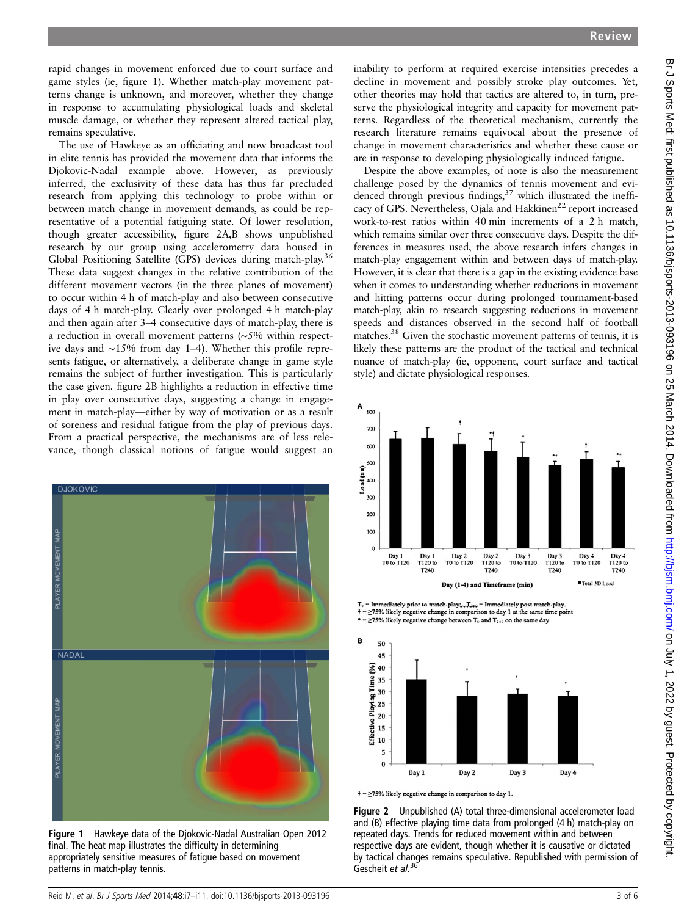rapid changes in movement enforced due to court surface and game styles (ie, figure 1). Whether match-play movement patterns change is unknown, and moreover, whether they change in response to accumulating physiological loads and skeletal muscle damage, or whether they represent altered tactical play, remains speculative.

The use of Hawkeye as an officiating and now broadcast tool in elite tennis has provided the movement data that informs the Djokovic-Nadal example above. However, as previously inferred, the exclusivity of these data has thus far precluded research from applying this technology to probe within or between match change in movement demands, as could be representative of a potential fatiguing state. Of lower resolution, though greater accessibility, figure 2A,B shows unpublished research by our group using accelerometry data housed in Global Positioning Satellite (GPS) devices during match-play.[36] These data suggest changes in the relative contribution of the different movement vectors (in the three planes of movement) to occur within 4 h of match-play and also between consecutive days of 4 h match-play. Clearly over prolonged 4 h match-play and then again after 3–4 consecutive days of match-play, there is a reduction in overall movement patterns (~5% within respective days and ~15% from day 1–4). Whether this profile represents fatigue, or alternatively, a deliberate change in game style remains the subject of further investigation. This is particularly the case given. figure 2B highlights a reduction in effective time in play over consecutive days, suggesting a change in engagement in match-play—either by way of motivation or as a result of soreness and residual fatigue from the play of previous days. From a practical perspective, the mechanisms are of less relevance, though classical notions of fatigue would suggest an inability to perform at required exercise intensities precedes a decline in movement and possibly stroke play outcomes. Yet, other theories may hold that tactics are altered to, in turn, preserve the physiological integrity and capacity for movement patterns. Regardless of the theoretical mechanism, currently the research literature remains equivocal about the presence of change in movement characteristics and whether these cause or are in response to developing physiologically induced fatigue.

Despite the above examples, of note is also the measurement challenge posed by the dynamics of tennis movement and evidenced through previous findings,[37] which illustrated the inefficacy of GPS. Nevertheless, Ojala and Hakkinen[22] report increased work-to-rest ratios within 40 min increments of a 2 h match, which remains similar over three consecutive days. Despite the differences in measures used, the above research infers changes in match-play engagement within and between days of match-play. However, it is clear that there is a gap in the existing evidence base when it comes to understanding whether reductions in movement and hitting patterns occur during prolonged tournament-based match-play, akin to research suggesting reductions in movement speeds and distances observed in the second half of football matches.[38] Given the stochastic movement patterns of tennis, it is likely these patterns are the product of the tactical and technical nuance of match-play (ie, opponent, court surface and tactical style) and dictate physiological responses.

**Figure 1** Hawkeye data of the Djokovic-Nadal Australian Open 2012 final. The heat map illustrates the difficulty in determining appropriately sensitive measures of fatigue based on movement patterns in match-play tennis.

**Figure 2** Unpublished (A) total three-dimensional accelerometer load and (B) effective playing time data from prolonged (4 h) match-play on repeated days. Trends for reduced movement within and between respective days are evident, though whether it is causative or dictated by tactical changes remains speculative. Republished with permission of Gescheit *et al*.[36]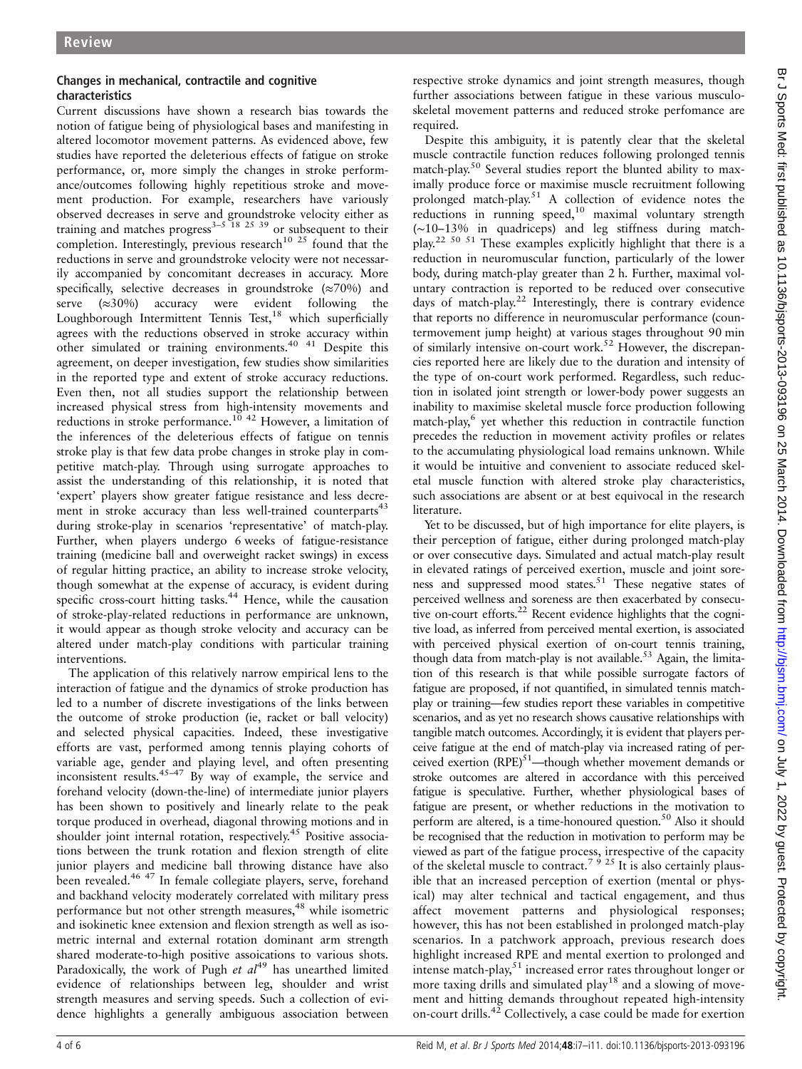### Changes in mechanical, contractile and cognitive characteristics

Current discussions have shown a research bias towards the notion of fatigue being of physiological bases and manifesting in altered locomotor movement patterns. As evidenced above, few studies have reported the deleterious effects of fatigue on stroke performance, or, more simply the changes in stroke performance/outcomes following highly repetitious stroke and movement production. For example, researchers have variously observed decreases in serve and groundstroke velocity either as training and matches progress[3–5 18 25 39] or subsequent to their completion. Interestingly, previous research[10 25] found that the reductions in serve and groundstroke velocity were not necessarily accompanied by concomitant decreases in accuracy. More specifically, selective decreases in groundstroke (≈70%) and serve (≈30%) accuracy were evident following the Loughborough Intermittent Tennis Test,[18] which superficially agrees with the reductions observed in stroke accuracy within other simulated or training environments.[40 41] Despite this agreement, on deeper investigation, few studies show similarities in the reported type and extent of stroke accuracy reductions. Even then, not all studies support the relationship between increased physical stress from high-intensity movements and reductions in stroke performance.[10 42] However, a limitation of the inferences of the deleterious effects of fatigue on tennis stroke play is that few data probe changes in stroke play in competitive match-play. Through using surrogate approaches to assist the understanding of this relationship, it is noted that 'expert' players show greater fatigue resistance and less decrement in stroke accuracy than less well-trained counterparts[43] during stroke-play in scenarios 'representative' of match-play. Further, when players undergo 6 weeks of fatigue-resistance training (medicine ball and overweight racket swings) in excess of regular hitting practice, an ability to increase stroke velocity, though somewhat at the expense of accuracy, is evident during specific cross-court hitting tasks.[44] Hence, while the causation of stroke-play-related reductions in performance are unknown, it would appear as though stroke velocity and accuracy can be altered under match-play conditions with particular training interventions.

The application of this relatively narrow empirical lens to the interaction of fatigue and the dynamics of stroke production has led to a number of discrete investigations of the links between the outcome of stroke production (ie, racket or ball velocity) and selected physical capacities. Indeed, these investigative efforts are vast, performed among tennis playing cohorts of variable age, gender and playing level, and often presenting inconsistent results.[45–47] By way of example, the service and forehand velocity (down-the-line) of intermediate junior players has been shown to positively and linearly relate to the peak torque produced in overhead, diagonal throwing motions and in shoulder joint internal rotation, respectively.[45] Positive associations between the trunk rotation and flexion strength of elite junior players and medicine ball throwing distance have also been revealed.[46 47] In female collegiate players, serve, forehand and backhand velocity moderately correlated with military press performance but not other strength measures,[48] while isometric and isokinetic knee extension and flexion strength as well as isometric internal and external rotation dominant arm strength shared moderate-to-high positive assoications to various shots. Paradoxically, the work of Pugh *et al*[49] has unearthed limited evidence of relationships between leg, shoulder and wrist strength measures and serving speeds. Such a collection of evidence highlights a generally ambiguous association between respective stroke dynamics and joint strength measures, though further associations between fatigue in these various musculoskeletal movement patterns and reduced stroke perfomance are required.

Despite this ambiguity, it is patently clear that the skeletal muscle contractile function reduces following prolonged tennis match-play.[50] Several studies report the blunted ability to maximally produce force or maximise muscle recruitment following prolonged match-play.[51] A collection of evidence notes the reductions in running speed,[10] maximal voluntary strength (~10–13% in quadriceps) and leg stiffness during match-play.[22 50 51] These examples explicitly highlight that there is a reduction in neuromuscular function, particularly of the lower body, during match-play greater than 2 h. Further, maximal voluntary contraction is reported to be reduced over consecutive days of match-play.[22] Interestingly, there is contrary evidence that reports no difference in neuromuscular performance (countermovement jump height) at various stages throughout 90 min of similarly intensive on-court work.[52] However, the discrepancies reported here are likely due to the duration and intensity of the type of on-court work performed. Regardless, such reduction in isolated joint strength or lower-body power suggests an inability to maximise skeletal muscle force production following match-play,[6] yet whether this reduction in contractile function precedes the reduction in movement activity profiles or relates to the accumulating physiological load remains unknown. While it would be intuitive and convenient to associate reduced skeletal muscle function with altered stroke play characteristics, such associations are absent or at best equivocal in the research literature.

Yet to be discussed, but of high importance for elite players, is their perception of fatigue, either during prolonged match-play or over consecutive days. Simulated and actual match-play result in elevated ratings of perceived exertion, muscle and joint soreness and suppressed mood states.[51] These negative states of perceived wellness and soreness are then exacerbated by consecutive on-court efforts.[22] Recent evidence highlights that the cognitive load, as inferred from perceived mental exertion, is associated with perceived physical exertion of on-court tennis training, though data from match-play is not available.[53] Again, the limitation of this research is that while possible surrogate factors of fatigue are proposed, if not quantified, in simulated tennis match-play or training—few studies report these variables in competitive scenarios, and as yet no research shows causative relationships with tangible match outcomes. Accordingly, it is evident that players perceive fatigue at the end of match-play via increased rating of perceived exertion (RPE)[51]—though whether movement demands or stroke outcomes are altered in accordance with this perceived fatigue is speculative. Further, whether physiological bases of fatigue are present, or whether reductions in the motivation to perform are altered, is a time-honoured question.[50] Also it should be recognised that the reduction in motivation to perform may be viewed as part of the fatigue process, irrespective of the capacity of the skeletal muscle to contract.[7 9 25] It is also certainly plausible that an increased perception of exertion (mental or physical) may alter technical and tactical engagement, and thus affect movement patterns and physiological responses; however, this has not been established in prolonged match-play scenarios. In a patchwork approach, previous research does highlight increased RPE and mental exertion to prolonged and intense match-play,[51] increased error rates throughout longer or more taxing drills and simulated play[18] and a slowing of movement and hitting demands throughout repeated high-intensity on-court drills.[42] Collectively, a case could be made for exertion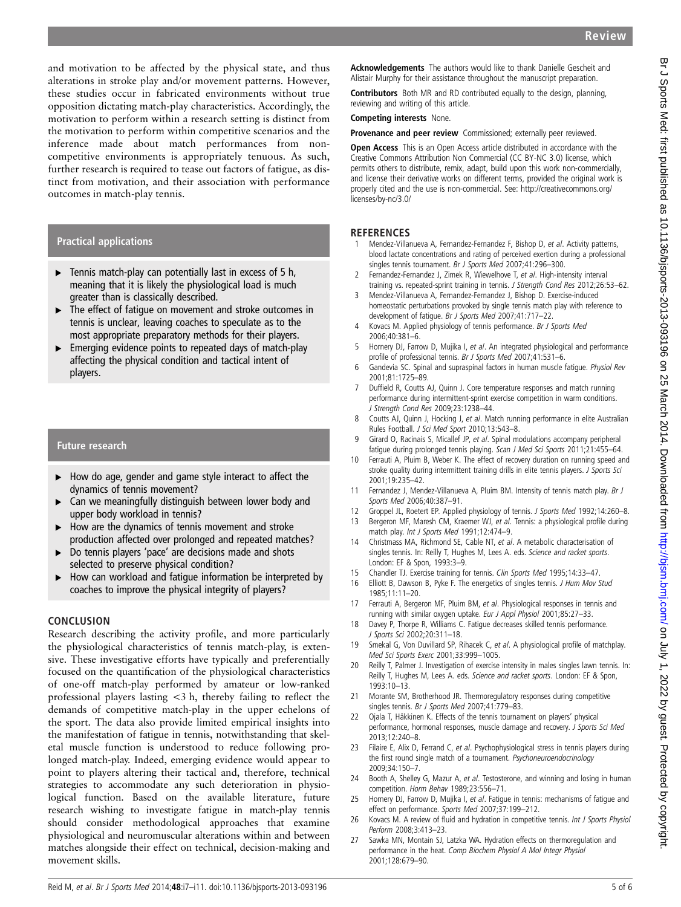and motivation to be affected by the physical state, and thus alterations in stroke play and/or movement patterns. However, these studies occur in fabricated environments without true opposition dictating match-play characteristics. Accordingly, the motivation to perform within a research setting is distinct from the motivation to perform within competitive scenarios and the inference made about match performances from non-competitive environments is appropriately tenuous. As such, further research is required to tease out factors of fatigue, as distinct from motivation, and their association with performance outcomes in match-play tennis.

**Practical applications**

- Tennis match-play can potentially last in excess of 5 h, meaning that it is likely the physiological load is much greater than is classically described.
- The effect of fatigue on movement and stroke outcomes in tennis is unclear, leaving coaches to speculate as to the most appropriate preparatory methods for their players.
- Emerging evidence points to repeated days of match-play affecting the physical condition and tactical intent of players.

**Future research**

- How do age, gender and game style interact to affect the dynamics of tennis movement?
- Can we meaningfully distinguish between lower body and upper body workload in tennis?
- How are the dynamics of tennis movement and stroke production affected over prolonged and repeated matches?
- Do tennis players 'pace' are decisions made and shots selected to preserve physical condition?
- How can workload and fatigue information be interpreted by coaches to improve the physical integrity of players?

## CONCLUSION

Research describing the activity profile, and more particularly the physiological characteristics of tennis match-play, is extensive. These investigative efforts have typically and preferentially focused on the quantification of the physiological characteristics of one-off match-play performed by amateur or low-ranked professional players lasting <3 h, thereby failing to reflect the demands of competitive match-play in the upper echelons of the sport. The data also provide limited empirical insights into the manifestation of fatigue in tennis, notwithstanding that skeletal muscle function is understood to reduce following prolonged match-play. Indeed, emerging evidence would appear to point to players altering their tactical and, therefore, technical strategies to accommodate any such deterioration in physiological function. Based on the available literature, future research wishing to investigate fatigue in match-play tennis should consider methodological approaches that examine physiological and neuromuscular alterations within and between matches alongside their effect on technical, decision-making and movement skills.

**Acknowledgements** The authors would like to thank Danielle Gescheit and Alistair Murphy for their assistance throughout the manuscript preparation.

**Contributors** Both MR and RD contributed equally to the design, planning, reviewing and writing of this article.

**Competing interests** None.

**Provenance and peer review** Commissioned; externally peer reviewed.

**Open Access** This is an Open Access article distributed in accordance with the Creative Commons Attribution Non Commercial (CC BY-NC 3.0) license, which permits others to distribute, remix, adapt, build upon this work non-commercially, and license their derivative works on different terms, provided the original work is properly cited and the use is non-commercial. See: http://creativecommons.org/licenses/by-nc/3.0/

## REFERENCES

1. Mendez-Villanueva A, Fernandez-Fernandez F, Bishop D, *et al*. Activity patterns, blood lactate concentrations and rating of perceived exertion during a professional singles tennis tournament. *Br J Sports Med* 2007;41:296–300.
2. Fernandez-Fernandez J, Zimek R, Wiewelhove T, *et al*. High-intensity interval training vs. repeated-sprint training in tennis. *J Strength Cond Res* 2012;26:53–62.
3. Mendez-Villanueva A, Fernandez-Fernandez J, Bishop D. Exercise-induced homeostatic perturbations provoked by single tennis match play with reference to development of fatigue. *Br J Sports Med* 2007;41:717–22.
4. Kovacs M. Applied physiology of tennis performance. *Br J Sports Med* 2006;40:381–6.
5. Hornery DJ, Farrow D, Mujika I, *et al*. An integrated physiological and performance profile of professional tennis. *Br J Sports Med* 2007;41:531–6.
6. Gandevia SC. Spinal and supraspinal factors in human muscle fatigue. *Physiol Rev* 2001;81:1725–89.
7. Duffield R, Coutts AJ, Quinn J. Core temperature responses and match running performance during intermittent-sprint exercise competition in warm conditions. *J Strength Cond Res* 2009;23:1238–44.
8. Coutts AJ, Quinn J, Hocking J, *et al*. Match running performance in elite Australian Rules Football. *J Sci Med Sport* 2010;13:543–8.
9. Girard O, Racinais S, Micallef JP, *et al*. Spinal modulations accompany peripheral fatigue during prolonged tennis playing. *Scan J Med Sci Sports* 2011;21:455–64.
10. Ferrauti A, Pluim B, Weber K. The effect of recovery duration on running speed and stroke quality during intermittent training drills in elite tennis players. *J Sports Sci* 2001;19:235–42.
11. Fernandez J, Mendez-Villanueva A, Pluim BM. Intensity of tennis match play. *Br J Sports Med* 2006;40:387–91.
12. Groppel JL, Roetert EP. Applied physiology of tennis. *J Sports Med* 1992;14:260–8.
13. Bergeron MF, Maresh CM, Kraemer WJ, *et al*. Tennis: a physiological profile during match play. *Int J Sports Med* 1991;12:474–9.
14. Christmass MA, Richmond SE, Cable NT, *et al*. A metabolic characterisation of singles tennis. In: Reilly T, Hughes M, Lees A. eds. *Science and racket sports*. London: EF & Spon, 1993:3–9.
15. Chandler TJ. Exercise training for tennis. *Clin Sports Med* 1995;14:33–47.
16. Elliott B, Dawson B, Pyke F. The energetics of singles tennis. *J Hum Mov Stud* 1985;11:11–20.
17. Ferrauti A, Bergeron MF, Pluim BM, *et al*. Physiological responses in tennis and running with similar oxygen uptake. *Eur J Appl Physiol* 2001;85:27–33.
18. Davey P, Thorpe R, Williams C. Fatigue decreases skilled tennis performance. *J Sports Sci* 2002;20:311–18.
19. Smekal G, Von Duvillard SP, Rihacek C, *et al*. A physiological profile of matchplay. *Med Sci Sports Exerc* 2001;33:999–1005.
20. Reilly T, Palmer J. Investigation of exercise intensity in males singles lawn tennis. In: Reilly T, Hughes M, Lees A. eds. *Science and racket sports*. London: EF & Spon, 1993:10–13.
21. Morante SM, Brotherhood JR. Thermoregulatory responses during competitive singles tennis. *Br J Sports Med* 2007;41:779–83.
22. Ojala T, Häkkinen K. Effects of the tennis tournament on players' physical performance, hormonal responses, muscle damage and recovery. *J Sports Sci Med* 2013;12:240–8.
23. Filaire E, Alix D, Ferrand C, *et al*. Psychophysiological stress in tennis players during the first round single match of a tournament. *Psychoneuroendocrinology* 2009;34:150–7.
24. Booth A, Shelley G, Mazur A, *et al*. Testosterone, and winning and losing in human competition. *Horm Behav* 1989;23:556–71.
25. Hornery DJ, Farrow D, Mujika I, *et al*. Fatigue in tennis: mechanisms of fatigue and effect on performance. *Sports Med* 2007;37:199–212.
26. Kovacs M. A review of fluid and hydration in competitive tennis. *Int J Sports Physiol Perform* 2008;3:413–23.
27. Sawka MN, Montain SJ, Latzka WA. Hydration effects on thermoregulation and performance in the heat. *Comp Biochem Physiol A Mol Integr Physiol* 2001;128:679–90.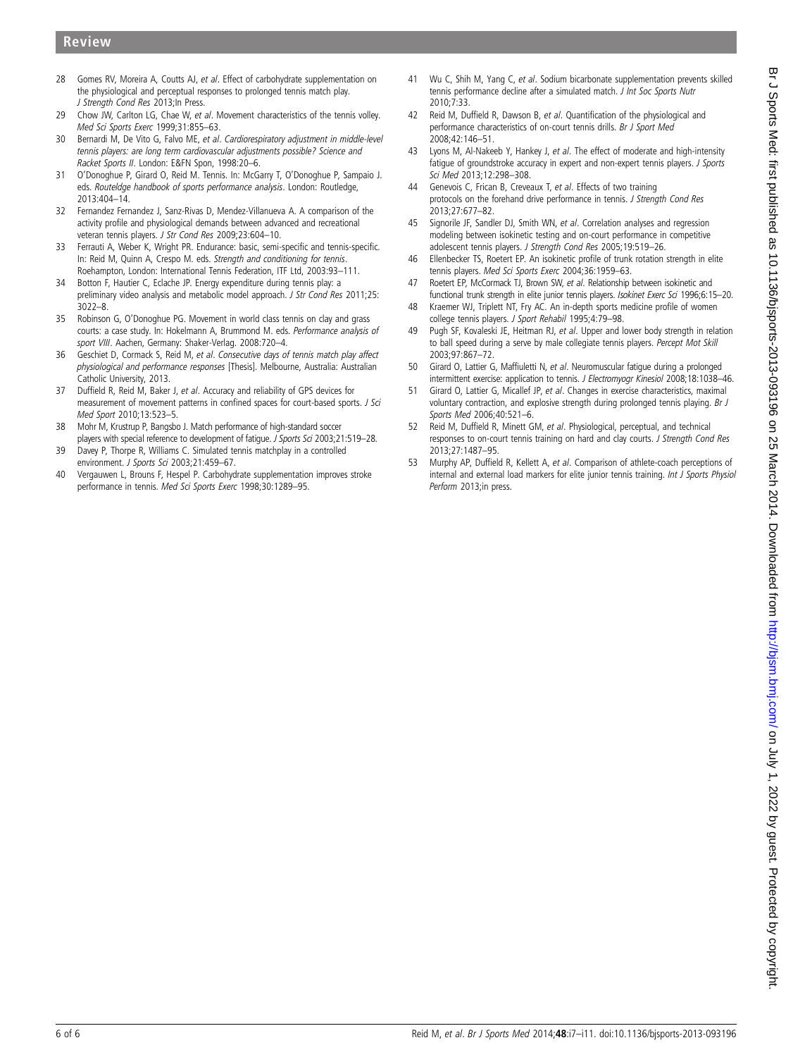28 Gomes RV, Moreira A, Coutts AJ, *et al*. Effect of carbohydrate supplementation on the physiological and perceptual responses to prolonged tennis match play. *J Strength Cond Res* 2013;In Press.

29 Chow JW, Carlton LG, Chae W, *et al*. Movement characteristics of the tennis volley. *Med Sci Sports Exerc* 1999;31:855–63.

30 Bernardi M, De Vito G, Falvo ME, *et al*. *Cardiorespiratory adjustment in middle-level tennis players: are long term cardiovascular adjustments possible? Science and Racket Sports II*. London: E&FN Spon, 1998:20–6.

31 O'Donoghue P, Girard O, Reid M. Tennis. In: McGarry T, O'Donoghue P, Sampaio J. eds. *Routeldge handbook of sports performance analysis*. London: Routledge, 2013:404–14.

32 Fernandez Fernandez J, Sanz-Rivas D, Mendez-Villanueva A. A comparison of the activity profile and physiological demands between advanced and recreational veteran tennis players. *J Str Cond Res* 2009;23:604–10.

33 Ferrauti A, Weber K, Wright PR. Endurance: basic, semi-specific and tennis-specific. In: Reid M, Quinn A, Crespo M. eds. *Strength and conditioning for tennis*. Roehampton, London: International Tennis Federation, ITF Ltd, 2003:93–111.

34 Botton F, Hautier C, Eclache JP. Energy expenditure during tennis play: a preliminary video analysis and metabolic model approach. *J Str Cond Res* 2011;25:3022–8.

35 Robinson G, O'Donoghue PG. Movement in world class tennis on clay and grass courts: a case study. In: Hokelmann A, Brummond M. eds. *Performance analysis of sport VIII*. Aachen, Germany: Shaker-Verlag. 2008:720–4.

36 Geschiet D, Cormack S, Reid M, *et al*. *Consecutive days of tennis match play affect physiological and performance responses* [Thesis]. Melbourne, Australia: Australian Catholic University, 2013.

37 Duffield R, Reid M, Baker J, *et al*. Accuracy and reliability of GPS devices for measurement of movement patterns in confined spaces for court-based sports. *J Sci Med Sport* 2010;13:523–5.

38 Mohr M, Krustrup P, Bangsbo J. Match performance of high-standard soccer players with special reference to development of fatigue. *J Sports Sci* 2003;21:519–28.

39 Davey P, Thorpe R, Williams C. Simulated tennis matchplay in a controlled environment. *J Sports Sci* 2003;21:459–67.

40 Vergauwen L, Brouns F, Hespel P. Carbohydrate supplementation improves stroke performance in tennis. *Med Sci Sports Exerc* 1998;30:1289–95.

41 Wu C, Shih M, Yang C, *et al*. Sodium bicarbonate supplementation prevents skilled tennis performance decline after a simulated match. *J Int Soc Sports Nutr* 2010;7:33.

42 Reid M, Duffield R, Dawson B, *et al*. Quantification of the physiological and performance characteristics of on-court tennis drills. *Br J Sport Med* 2008;42:146–51.

43 Lyons M, Al-Nakeeb Y, Hankey J, *et al*. The effect of moderate and high-intensity fatigue of groundstroke accuracy in expert and non-expert tennis players. *J Sports Sci Med* 2013;12:298–308.

44 Genevois C, Frican B, Creveaux T, *et al*. Effects of two training protocols on the forehand drive performance in tennis. *J Strength Cond Res* 2013;27:677–82.

45 Signorile JF, Sandler DJ, Smith WN, *et al*. Correlation analyses and regression modeling between isokinetic testing and on-court performance in competitive adolescent tennis players. *J Strength Cond Res* 2005;19:519–26.

46 Ellenbecker TS, Roetert EP. An isokinetic profile of trunk rotation strength in elite tennis players. *Med Sci Sports Exerc* 2004;36:1959–63.

47 Roetert EP, McCormack TJ, Brown SW, *et al*. Relationship between isokinetic and functional trunk strength in elite junior tennis players. *Isokinet Exerc Sci* 1996;6:15–20.

48 Kraemer WJ, Triplett NT, Fry AC. An in-depth sports medicine profile of women college tennis players. *J Sport Rehabil* 1995;4:79–98.

49 Pugh SF, Kovaleski JE, Heitman RJ, *et al*. Upper and lower body strength in relation to ball speed during a serve by male collegiate tennis players. *Percept Mot Skill* 2003;97:867–72.

50 Girard O, Lattier G, Maffiuletti N, *et al*. Neuromuscular fatigue during a prolonged intermittent exercise: application to tennis. *J Electromyogr Kinesiol* 2008;18:1038–46.

51 Girard O, Lattier G, Micallef JP, *et al*. Changes in exercise characteristics, maximal voluntary contraction, and explosive strength during prolonged tennis playing. *Br J Sports Med* 2006;40:521–6.

52 Reid M, Duffield R, Minett GM, *et al*. Physiological, perceptual, and technical responses to on-court tennis training on hard and clay courts. *J Strength Cond Res* 2013;27:1487–95.

53 Murphy AP, Duffield R, Kellett A, *et al*. Comparison of athlete-coach perceptions of internal and external load markers for elite junior tennis training. *Int J Sports Physiol Perform* 2013;in press.